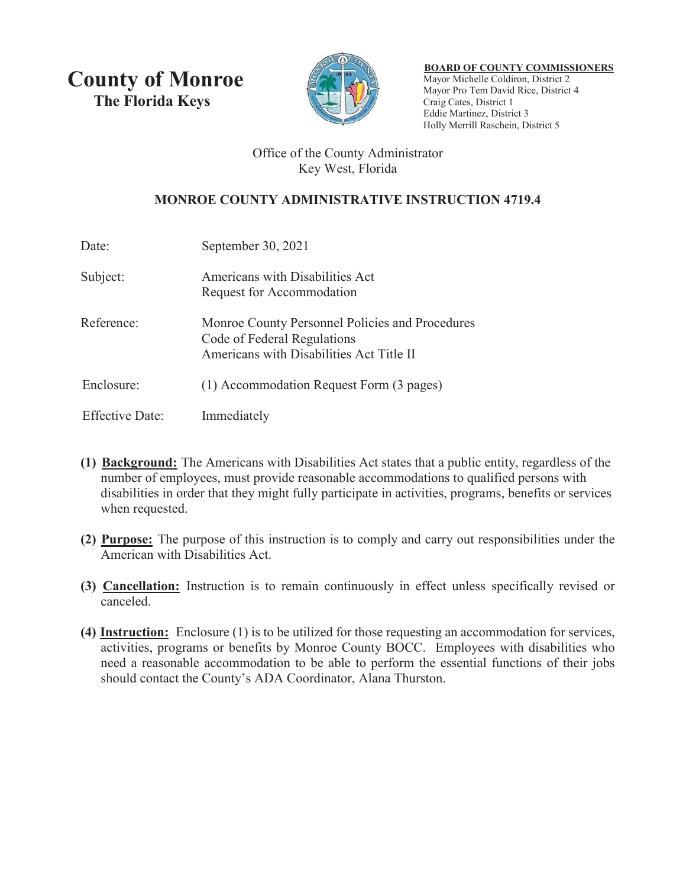# County of Monroe
## The Florida Keys

**BOARD OF COUNTY COMMISSIONERS**
Mayor Michelle Coldiron, District 2
Mayor Pro Tem David Rice, District 4
Craig Cates, District 1
Eddie Martinez, District 3
Holly Merrill Raschein, District 5

Office of the County Administrator
Key West, Florida

**MONROE COUNTY ADMINISTRATIVE INSTRUCTION 4719.4**

| | |
|---|---|
| Date: | September 30, 2021 |
| Subject: | Americans with Disabilities Act<br>Request for Accommodation |
| Reference: | Monroe County Personnel Policies and Procedures<br>Code of Federal Regulations<br>Americans with Disabilities Act Title II |
| Enclosure: | (1) Accommodation Request Form (3 pages) |
| Effective Date: | Immediately |

**(1) Background:** The Americans with Disabilities Act states that a public entity, regardless of the number of employees, must provide reasonable accommodations to qualified persons with disabilities in order that they might fully participate in activities, programs, benefits or services when requested.

**(2) Purpose:** The purpose of this instruction is to comply and carry out responsibilities under the American with Disabilities Act.

**(3) Cancellation:** Instruction is to remain continuously in effect unless specifically revised or canceled.

**(4) Instruction:** Enclosure (1) is to be utilized for those requesting an accommodation for services, activities, programs or benefits by Monroe County BOCC. Employees with disabilities who need a reasonable accommodation to be able to perform the essential functions of their jobs should contact the County's ADA Coordinator, Alana Thurston.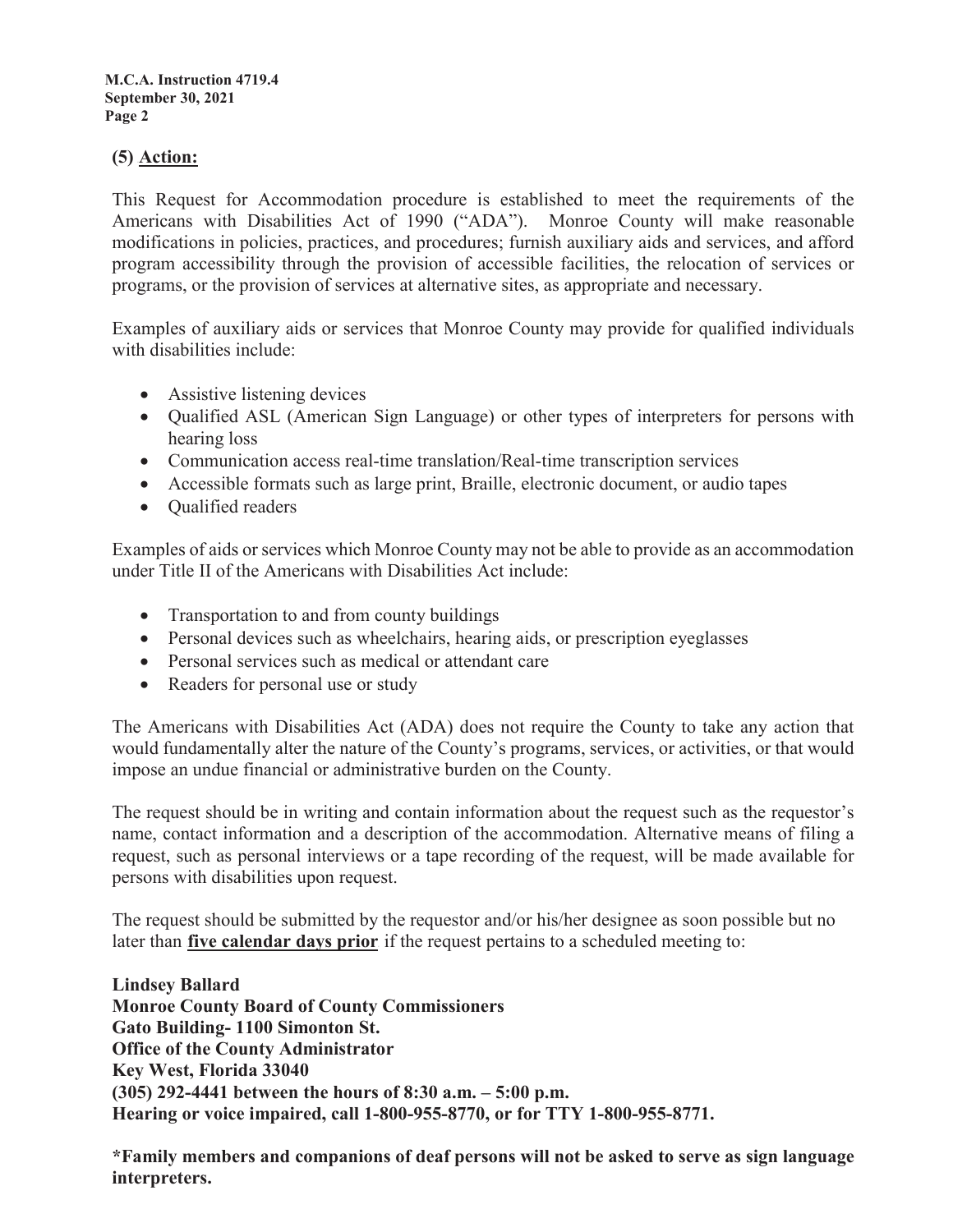## (5) Action:

This Request for Accommodation procedure is established to meet the requirements of the Americans with Disabilities Act of 1990 ("ADA"). Monroe County will make reasonable modifications in policies, practices, and procedures; furnish auxiliary aids and services, and afford program accessibility through the provision of accessible facilities, the relocation of services or programs, or the provision of services at alternative sites, as appropriate and necessary.

Examples of auxiliary aids or services that Monroe County may provide for qualified individuals with disabilities include:

- Assistive listening devices
- Qualified ASL (American Sign Language) or other types of interpreters for persons with hearing loss
- Communication access real-time translation/Real-time transcription services
- Accessible formats such as large print, Braille, electronic document, or audio tapes
- Qualified readers

Examples of aids or services which Monroe County may not be able to provide as an accommodation under Title II of the Americans with Disabilities Act include:

- Transportation to and from county buildings
- Personal devices such as wheelchairs, hearing aids, or prescription eyeglasses
- Personal services such as medical or attendant care
- Readers for personal use or study

The Americans with Disabilities Act (ADA) does not require the County to take any action that would fundamentally alter the nature of the County's programs, services, or activities, or that would impose an undue financial or administrative burden on the County.

The request should be in writing and contain information about the request such as the requestor's name, contact information and a description of the accommodation. Alternative means of filing a request, such as personal interviews or a tape recording of the request, will be made available for persons with disabilities upon request.

The request should be submitted by the requestor and/or his/her designee as soon possible but no later than **five calendar days prior** if the request pertains to a scheduled meeting to:

**Lindsey Ballard**
**Monroe County Board of County Commissioners**
**Gato Building- 1100 Simonton St.**
**Office of the County Administrator**
**Key West, Florida 33040**
**(305) 292-4441 between the hours of 8:30 a.m. – 5:00 p.m.**
**Hearing or voice impaired, call 1-800-955-8770, or for TTY 1-800-955-8771.**

**\*Family members and companions of deaf persons will not be asked to serve as sign language interpreters.**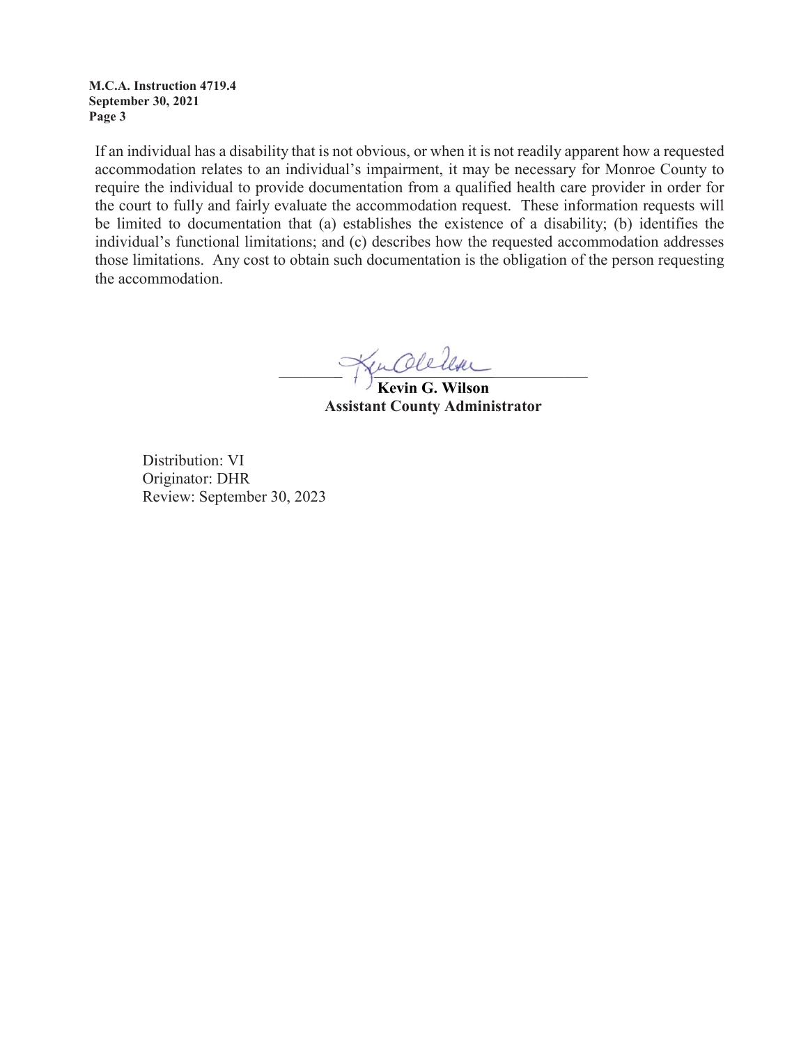If an individual has a disability that is not obvious, or when it is not readily apparent how a requested accommodation relates to an individual's impairment, it may be necessary for Monroe County to require the individual to provide documentation from a qualified health care provider in order for the court to fully and fairly evaluate the accommodation request. These information requests will be limited to documentation that (a) establishes the existence of a disability; (b) identifies the individual's functional limitations; and (c) describes how the requested accommodation addresses those limitations. Any cost to obtain such documentation is the obligation of the person requesting the accommodation.

**Kevin G. Wilson**
**Assistant County Administrator**

Distribution: VI
Originator: DHR
Review: September 30, 2023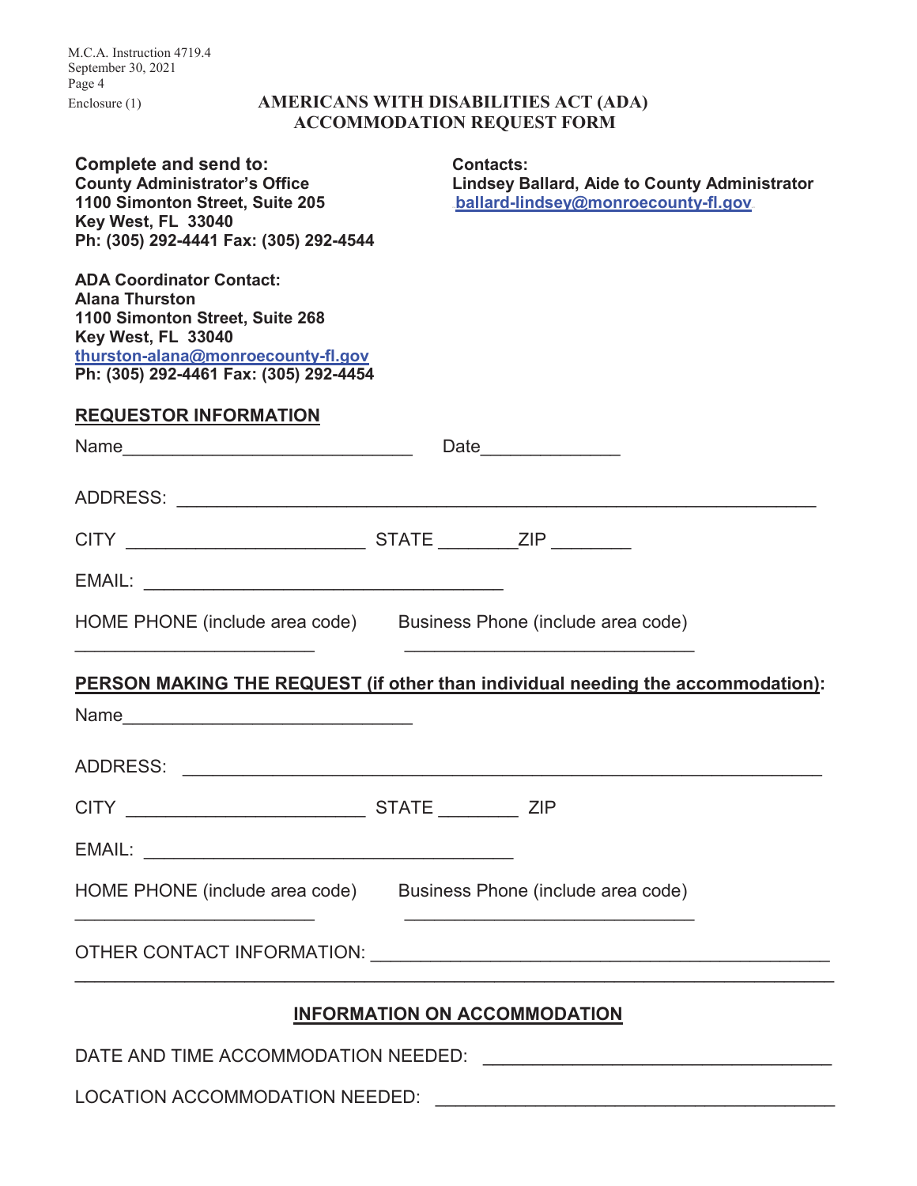M.C.A. Instruction 4719.4
September 30, 2021

Enclosure (1)

## AMERICANS WITH DISABILITIES ACT (ADA) ACCOMMODATION REQUEST FORM

**Complete and send to:**
**County Administrator's Office**
**1100 Simonton Street, Suite 205**
**Key West, FL 33040**
**Ph: (305) 292-4441 Fax: (305) 292-4544**

**Contacts:**
**Lindsey Ballard, Aide to County Administrator**
ballard-lindsey@monroecounty-fl.gov

**ADA Coordinator Contact:**
**Alana Thurston**
**1100 Simonton Street, Suite 268**
**Key West, FL 33040**
thurston-alana@monroecounty-fl.gov
**Ph: (305) 292-4461 Fax: (305) 292-4454**

**REQUESTOR INFORMATION**

Name_____________________________ Date______________

ADDRESS: ________________________________________________________________

CITY ________________________ STATE ________ZIP ________

EMAIL: ____________________________________

HOME PHONE (include area code) Business Phone (include area code)

________________________ _____________________________

**PERSON MAKING THE REQUEST (if other than individual needing the accommodation):**

Name_____________________________

ADDRESS: ________________________________________________________________

CITY ________________________ STATE ________ ZIP

EMAIL: _____________________________________

HOME PHONE (include area code) Business Phone (include area code)

________________________ _____________________________

OTHER CONTACT INFORMATION: _____________________________________________

______________________________________________________________________________

**INFORMATION ON ACCOMMODATION**

DATE AND TIME ACCOMMODATION NEEDED: ___________________________________

LOCATION ACCOMMODATION NEEDED: ______________________________________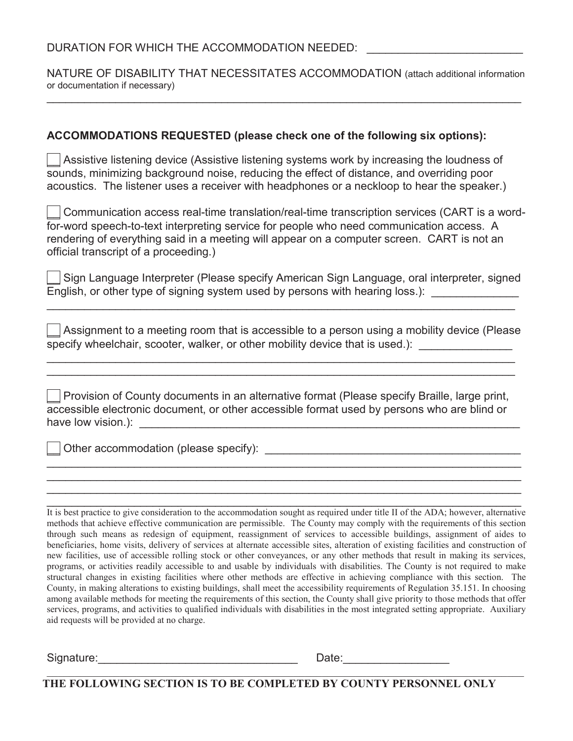DURATION FOR WHICH THE ACCOMMODATION NEEDED: ________________________

NATURE OF DISABILITY THAT NECESSITATES ACCOMMODATION (attach additional information or documentation if necessary)

_______________________________________________________________________________

**ACCOMMODATIONS REQUESTED (please check one of the following six options):**

☐ Assistive listening device (Assistive listening systems work by increasing the loudness of sounds, minimizing background noise, reducing the effect of distance, and overriding poor acoustics. The listener uses a receiver with headphones or a neckloop to hear the speaker.)

☐ Communication access real-time translation/real-time transcription services (CART is a word-for-word speech-to-text interpreting service for people who need communication access. A rendering of everything said in a meeting will appear on a computer screen. CART is not an official transcript of a proceeding.)

☐ Sign Language Interpreter (Please specify American Sign Language, oral interpreter, signed English, or other type of signing system used by persons with hearing loss.): _____________

_______________________________________________________________________________

☐ Assignment to a meeting room that is accessible to a person using a mobility device (Please specify wheelchair, scooter, walker, or other mobility device that is used.): ______________

_______________________________________________________________________________

_______________________________________________________________________________

☐ Provision of County documents in an alternative format (Please specify Braille, large print, accessible electronic document, or other accessible format used by persons who are blind or have low vision.): ______________________________________________________________

☐ Other accommodation (please specify): ________________________________________

_______________________________________________________________________________

_______________________________________________________________________________

_______________________________________________________________________________

_______________________________________________________________________________

It is best practice to give consideration to the accommodation sought as required under title II of the ADA; however, alternative methods that achieve effective communication are permissible. The County may comply with the requirements of this section through such means as redesign of equipment, reassignment of services to accessible buildings, assignment of aides to beneficiaries, home visits, delivery of services at alternate accessible sites, alteration of existing facilities and construction of new facilities, use of accessible rolling stock or other conveyances, or any other methods that result in making its services, programs, or activities readily accessible to and usable by individuals with disabilities. The County is not required to make structural changes in existing facilities where other methods are effective in achieving compliance with this section. The County, in making alterations to existing buildings, shall meet the accessibility requirements of Regulation 35.151. In choosing among available methods for meeting the requirements of this section, the County shall give priority to those methods that offer services, programs, and activities to qualified individuals with disabilities in the most integrated setting appropriate. Auxiliary aid requests will be provided at no charge.

Signature:_______________________________ Date:________________

**THE FOLLOWING SECTION IS TO BE COMPLETED BY COUNTY PERSONNEL ONLY**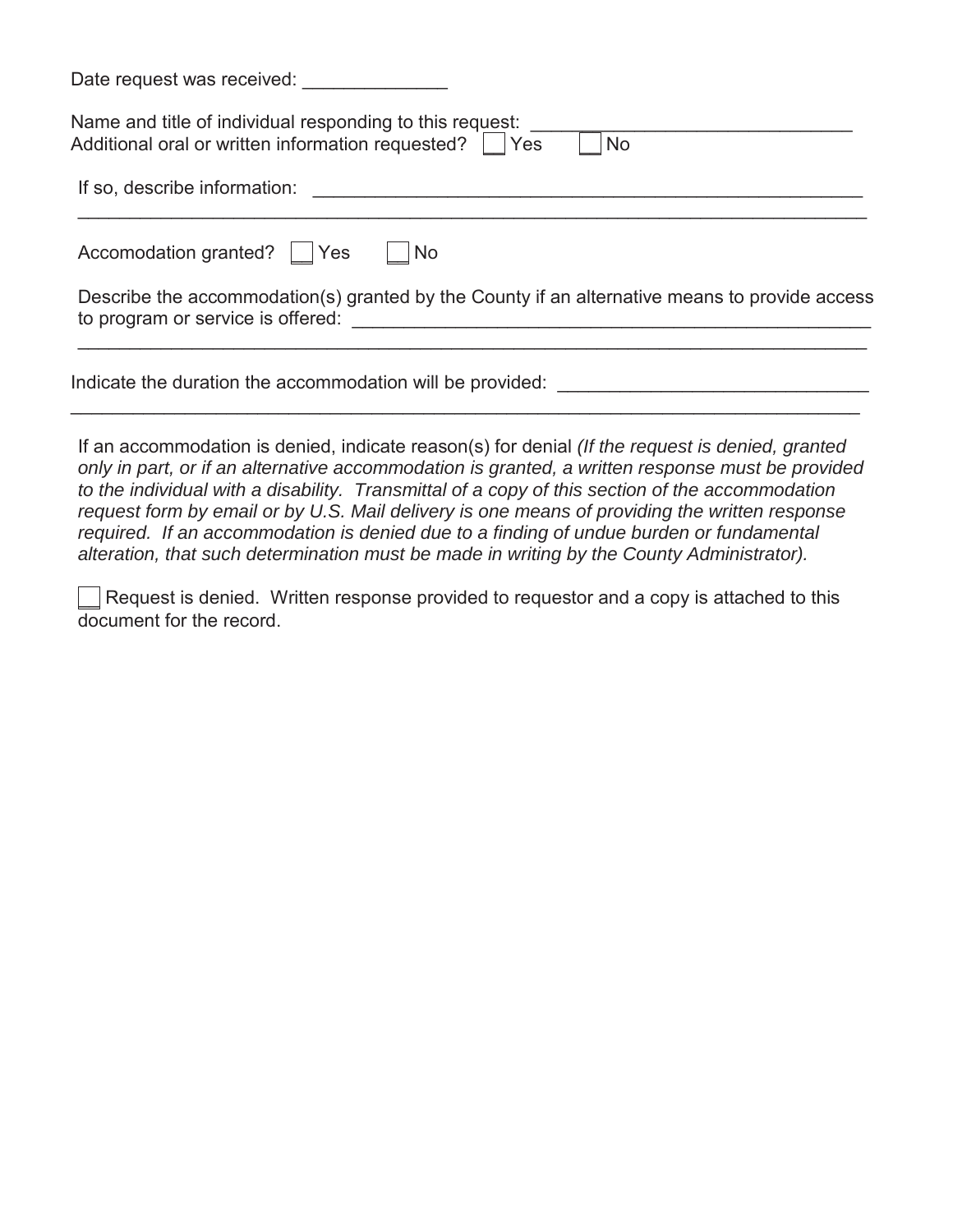Date request was received: ______________

Name and title of individual responding to this request: ________________________________
Additional oral or written information requested? ☐ Yes ☐ No

If so, describe information: ________________________________________________________
________________________________________________________________________________

Accomodation granted? ☐ Yes ☐ No

Describe the accommodation(s) granted by the County if an alternative means to provide access to program or service is offered: ________________________________________________________
________________________________________________________________________________

Indicate the duration the accommodation will be provided: ______________________________
________________________________________________________________________________

If an accommodation is denied, indicate reason(s) for denial *(If the request is denied, granted only in part, or if an alternative accommodation is granted, a written response must be provided to the individual with a disability. Transmittal of a copy of this section of the accommodation request form by email or by U.S. Mail delivery is one means of providing the written response required. If an accommodation is denied due to a finding of undue burden or fundamental alteration, that such determination must be made in writing by the County Administrator).*

☐ Request is denied. Written response provided to requestor and a copy is attached to this document for the record.